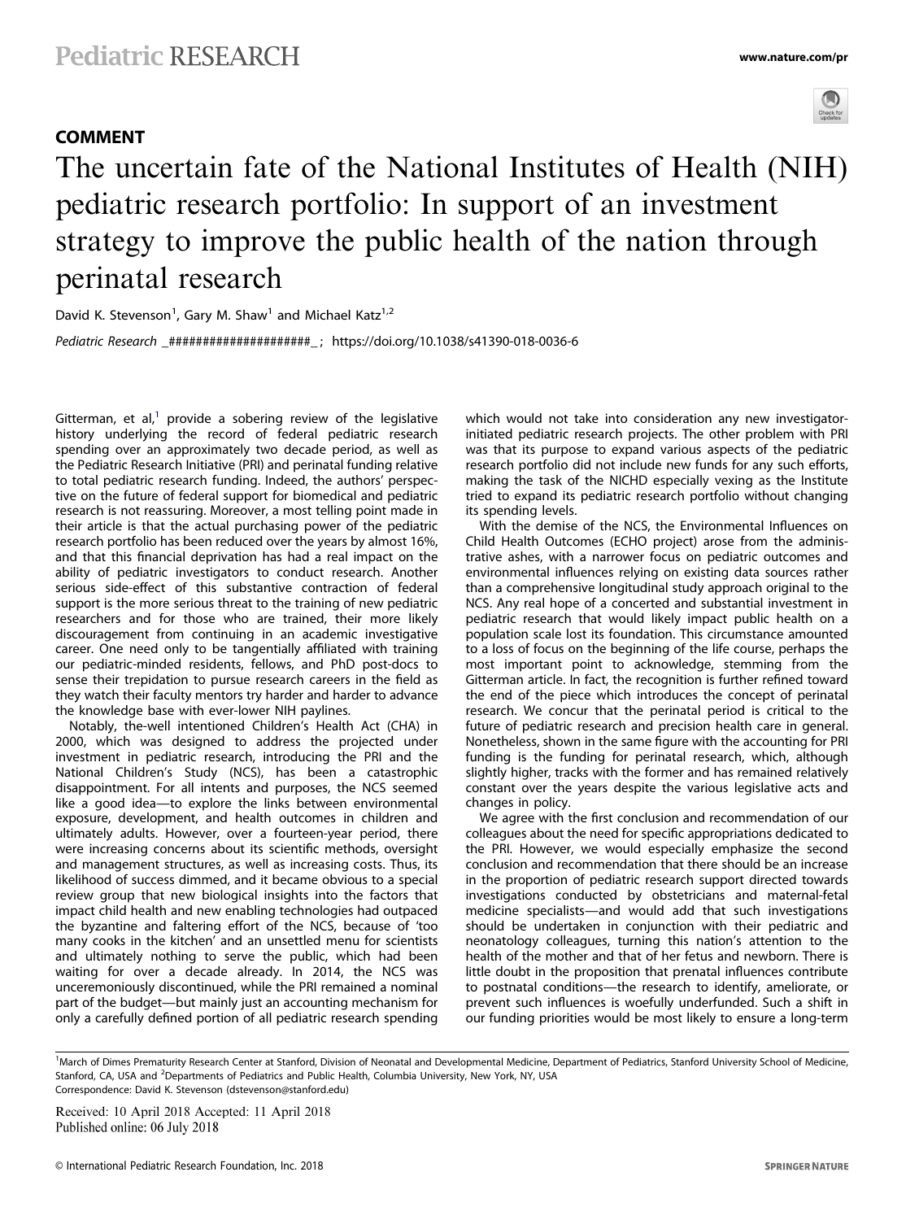## COMMENT

# The uncertain fate of the National Institutes of Health (NIH) pediatric research portfolio: In support of an investment strategy to improve the public health of the nation through perinatal research

David K. Stevenson[1], Gary M. Shaw[1] and Michael Katz[1,2]

*Pediatric Research* _####################_ ; https://doi.org/10.1038/s41390-018-0036-6

Gitterman, et al,[1] provide a sobering review of the legislative history underlying the record of federal pediatric research spending over an approximately two decade period, as well as the Pediatric Research Initiative (PRI) and perinatal funding relative to total pediatric research funding. Indeed, the authors' perspective on the future of federal support for biomedical and pediatric research is not reassuring. Moreover, a most telling point made in their article is that the actual purchasing power of the pediatric research portfolio has been reduced over the years by almost 16%, and that this financial deprivation has had a real impact on the ability of pediatric investigators to conduct research. Another serious side-effect of this substantive contraction of federal support is the more serious threat to the training of new pediatric researchers and for those who are trained, their more likely discouragement from continuing in an academic investigative career. One need only to be tangentially affiliated with training our pediatric-minded residents, fellows, and PhD post-docs to sense their trepidation to pursue research careers in the field as they watch their faculty mentors try harder and harder to advance the knowledge base with ever-lower NIH paylines.

Notably, the-well intentioned Children's Health Act (CHA) in 2000, which was designed to address the projected under investment in pediatric research, introducing the PRI and the National Children's Study (NCS), has been a catastrophic disappointment. For all intents and purposes, the NCS seemed like a good idea—to explore the links between environmental exposure, development, and health outcomes in children and ultimately adults. However, over a fourteen-year period, there were increasing concerns about its scientific methods, oversight and management structures, as well as increasing costs. Thus, its likelihood of success dimmed, and it became obvious to a special review group that new biological insights into the factors that impact child health and new enabling technologies had outpaced the byzantine and faltering effort of the NCS, because of 'too many cooks in the kitchen' and an unsettled menu for scientists and ultimately nothing to serve the public, which had been waiting for over a decade already. In 2014, the NCS was unceremoniously discontinued, while the PRI remained a nominal part of the budget—but mainly just an accounting mechanism for only a carefully defined portion of all pediatric research spending which would not take into consideration any new investigator-initiated pediatric research projects. The other problem with PRI was that its purpose to expand various aspects of the pediatric research portfolio did not include new funds for any such efforts, making the task of the NICHD especially vexing as the Institute tried to expand its pediatric research portfolio without changing its spending levels.

With the demise of the NCS, the Environmental Influences on Child Health Outcomes (ECHO project) arose from the administrative ashes, with a narrower focus on pediatric outcomes and environmental influences relying on existing data sources rather than a comprehensive longitudinal study approach original to the NCS. Any real hope of a concerted and substantial investment in pediatric research that would likely impact public health on a population scale lost its foundation. This circumstance amounted to a loss of focus on the beginning of the life course, perhaps the most important point to acknowledge, stemming from the Gitterman article. In fact, the recognition is further refined toward the end of the piece which introduces the concept of perinatal research. We concur that the perinatal period is critical to the future of pediatric research and precision health care in general. Nonetheless, shown in the same figure with the accounting for PRI funding is the funding for perinatal research, which, although slightly higher, tracks with the former and has remained relatively constant over the years despite the various legislative acts and changes in policy.

We agree with the first conclusion and recommendation of our colleagues about the need for specific appropriations dedicated to the PRI. However, we would especially emphasize the second conclusion and recommendation that there should be an increase in the proportion of pediatric research support directed towards investigations conducted by obstetricians and maternal-fetal medicine specialists—and would add that such investigations should be undertaken in conjunction with their pediatric and neonatology colleagues, turning this nation's attention to the health of the mother and that of her fetus and newborn. There is little doubt in the proposition that prenatal influences contribute to postnatal conditions—the research to identify, ameliorate, or prevent such influences is woefully underfunded. Such a shift in our funding priorities would be most likely to ensure a long-term

---

[1]March of Dimes Prematurity Research Center at Stanford, Division of Neonatal and Developmental Medicine, Department of Pediatrics, Stanford University School of Medicine, Stanford, CA, USA and [2]Departments of Pediatrics and Public Health, Columbia University, New York, NY, USA
Correspondence: David K. Stevenson (dstevenson@stanford.edu)

Received: 10 April 2018 Accepted: 11 April 2018
Published online: 06 July 2018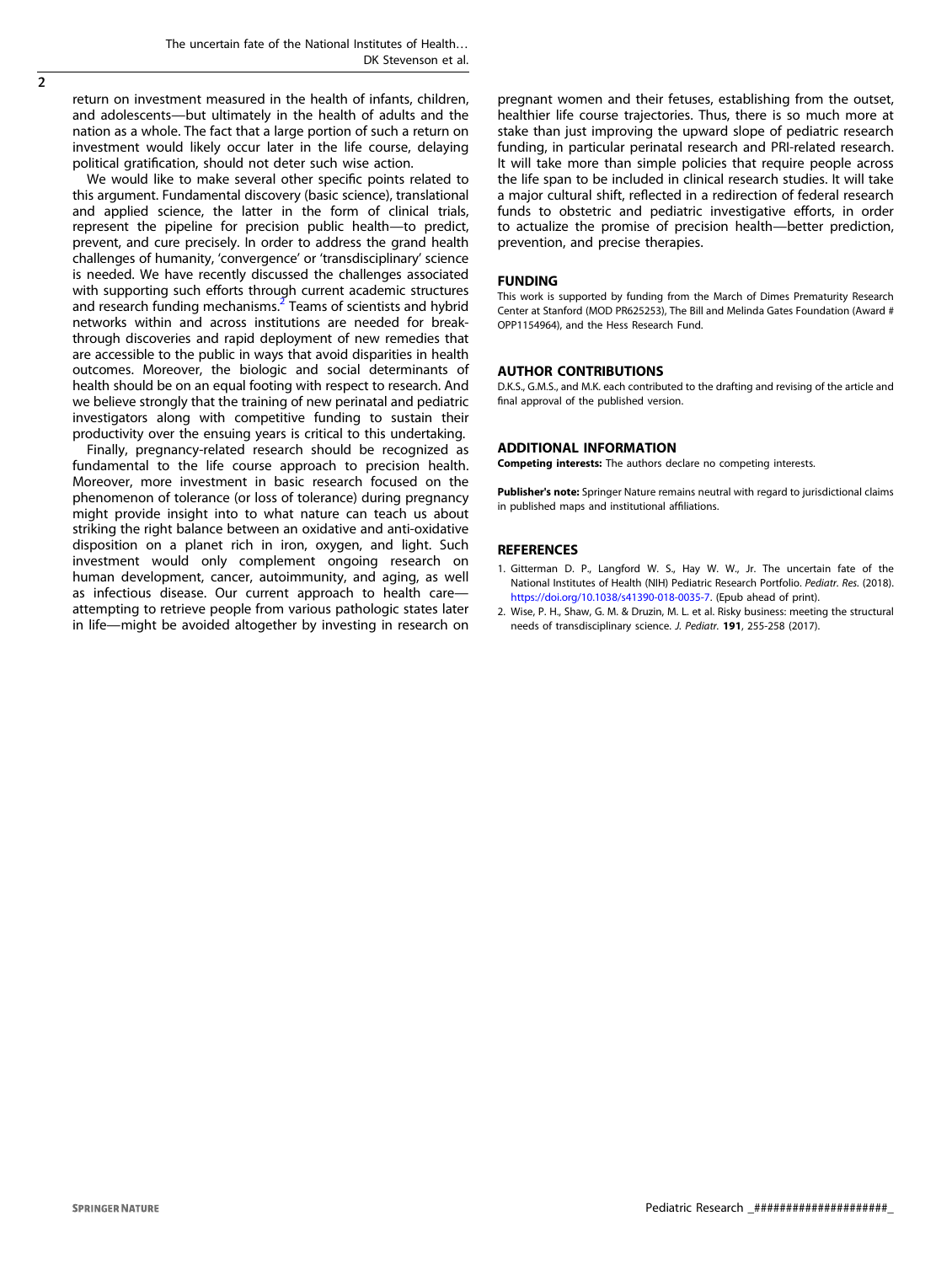return on investment measured in the health of infants, children, and adolescents—but ultimately in the health of adults and the nation as a whole. The fact that a large portion of such a return on investment would likely occur later in the life course, delaying political gratification, should not deter such wise action.

We would like to make several other specific points related to this argument. Fundamental discovery (basic science), translational and applied science, the latter in the form of clinical trials, represent the pipeline for precision public health—to predict, prevent, and cure precisely. In order to address the grand health challenges of humanity, 'convergence' or 'transdisciplinary' science is needed. We have recently discussed the challenges associated with supporting such efforts through current academic structures and research funding mechanisms.[2] Teams of scientists and hybrid networks within and across institutions are needed for breakthrough discoveries and rapid deployment of new remedies that are accessible to the public in ways that avoid disparities in health outcomes. Moreover, the biologic and social determinants of health should be on an equal footing with respect to research. And we believe strongly that the training of new perinatal and pediatric investigators along with competitive funding to sustain their productivity over the ensuing years is critical to this undertaking.

Finally, pregnancy-related research should be recognized as fundamental to the life course approach to precision health. Moreover, more investment in basic research focused on the phenomenon of tolerance (or loss of tolerance) during pregnancy might provide insight into to what nature can teach us about striking the right balance between an oxidative and anti-oxidative disposition on a planet rich in iron, oxygen, and light. Such investment would only complement ongoing research on human development, cancer, autoimmunity, and aging, as well as infectious disease. Our current approach to health care—attempting to retrieve people from various pathologic states later in life—might be avoided altogether by investing in research on pregnant women and their fetuses, establishing from the outset, healthier life course trajectories. Thus, there is so much more at stake than just improving the upward slope of pediatric research funding, in particular perinatal research and PRI-related research. It will take more than simple policies that require people across the life span to be included in clinical research studies. It will take a major cultural shift, reflected in a redirection of federal research funds to obstetric and pediatric investigative efforts, in order to actualize the promise of precision health—better prediction, prevention, and precise therapies.

## FUNDING

This work is supported by funding from the March of Dimes Prematurity Research Center at Stanford (MOD PR625253), The Bill and Melinda Gates Foundation (Award # OPP1154964), and the Hess Research Fund.

## AUTHOR CONTRIBUTIONS

D.K.S., G.M.S., and M.K. each contributed to the drafting and revising of the article and final approval of the published version.

## ADDITIONAL INFORMATION

**Competing interests:** The authors declare no competing interests.

**Publisher's note:** Springer Nature remains neutral with regard to jurisdictional claims in published maps and institutional affiliations.

## REFERENCES

1. Gitterman D. P., Langford W. S., Hay W. W., Jr. The uncertain fate of the National Institutes of Health (NIH) Pediatric Research Portfolio. *Pediatr. Res.* (2018). https://doi.org/10.1038/s41390-018-0035-7. (Epub ahead of print).
2. Wise, P. H., Shaw, G. M. & Druzin, M. L. et al. Risky business: meeting the structural needs of transdisciplinary science. *J. Pediatr.* **191**, 255-258 (2017).